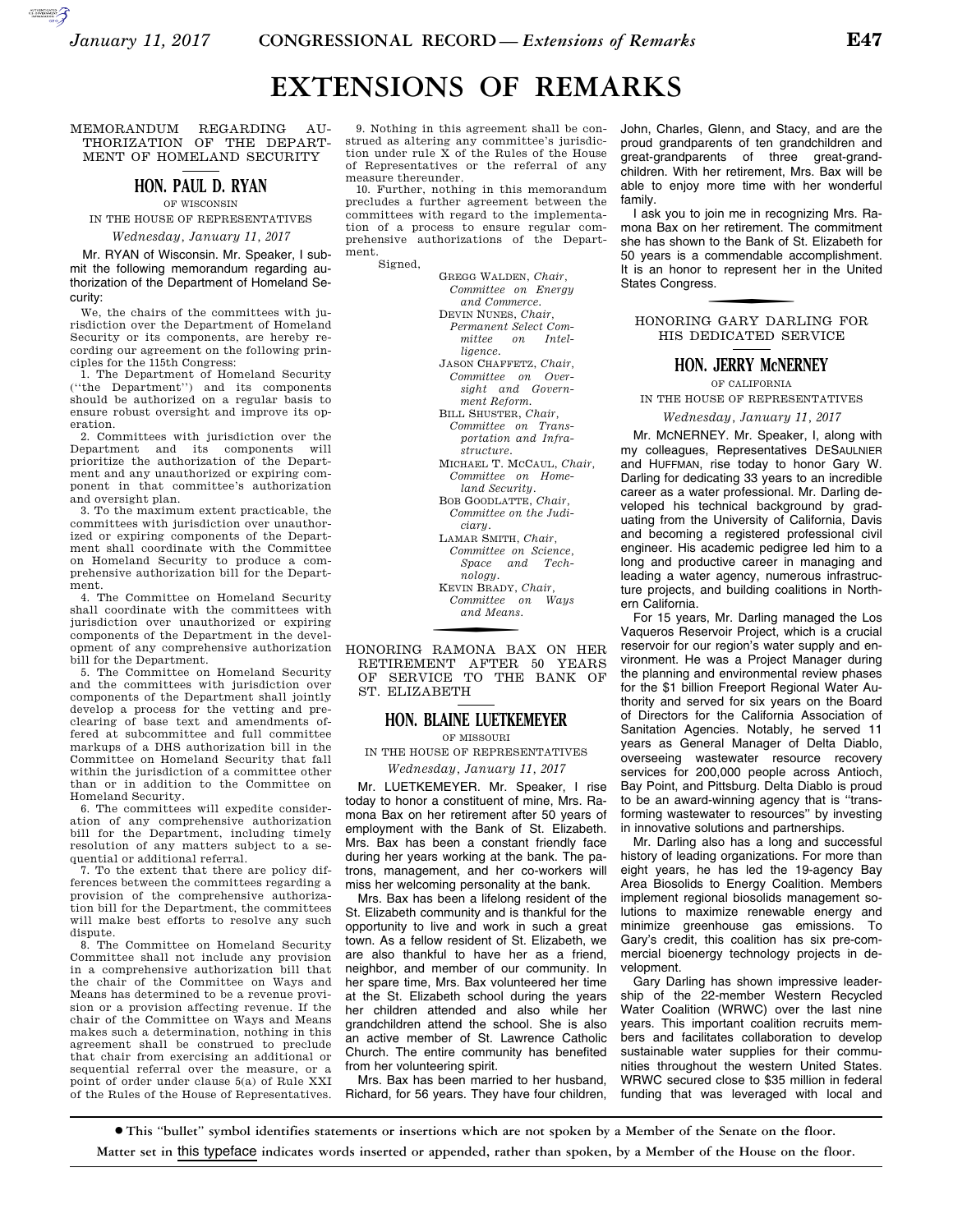# EXTENSIONS OF REMARKS

## MEMORANDUM REGARDING AUTHORIZATION OF THE DEPARTMENT OF HOMELAND SECURITY

### HON. PAUL D. RYAN

OF WISCONSIN

IN THE HOUSE OF REPRESENTATIVES

*Wednesday, January 11, 2017*

Mr. RYAN of Wisconsin. Mr. Speaker, I submit the following memorandum regarding authorization of the Department of Homeland Security:

We, the chairs of the committees with jurisdiction over the Department of Homeland Security or its components, are hereby recording our agreement on the following principles for the 115th Congress:

1. The Department of Homeland Security (''the Department'') and its components should be authorized on a regular basis to ensure robust oversight and improve its operation.

2. Committees with jurisdiction over the Department and its components will prioritize the authorization of the Department and any unauthorized or expiring component in that committee's authorization and oversight plan.

3. To the maximum extent practicable, the committees with jurisdiction over unauthorized or expiring components of the Department shall coordinate with the Committee on Homeland Security to produce a comprehensive authorization bill for the Department.

4. The Committee on Homeland Security shall coordinate with the committees with jurisdiction over unauthorized or expiring components of the Department in the development of any comprehensive authorization bill for the Department.

5. The Committee on Homeland Security and the committees with jurisdiction over components of the Department shall jointly develop a process for the vetting and pre-clearing of base text and amendments offered at subcommittee and full committee markups of a DHS authorization bill in the Committee on Homeland Security that fall within the jurisdiction of a committee other than or in addition to the Committee on Homeland Security.

6. The committees will expedite consideration of any comprehensive authorization bill for the Department, including timely resolution of any matters subject to a sequential or additional referral.

7. To the extent that there are policy differences between the committees regarding a provision of the comprehensive authorization bill for the Department, the committees will make best efforts to resolve any such dispute.

8. The Committee on Homeland Security Committee shall not include any provision in a comprehensive authorization bill that the chair of the Committee on Ways and Means has determined to be a revenue provision or a provision affecting revenue. If the chair of the Committee on Ways and Means makes such a determination, nothing in this agreement shall be construed to preclude that chair from exercising an additional or sequential referral over the measure, or a point of order under clause 5(a) of Rule XXI of the Rules of the House of Representatives.

9. Nothing in this agreement shall be construed as altering any committee's jurisdiction under rule X of the Rules of the House of Representatives or the referral of any measure thereunder.

10. Further, nothing in this memorandum precludes a further agreement between the committees with regard to the implementation of a process to ensure regular comprehensive authorizations of the Department.

Signed,

GREGG WALDEN, *Chair, Committee on Energy and Commerce.*
DEVIN NUNES, *Chair, Permanent Select Committee on Intelligence.*
JASON CHAFFETZ, *Chair, Committee on Oversight and Government Reform.*
BILL SHUSTER, *Chair, Committee on Transportation and Infrastructure.*
MICHAEL T. MCCAUL, *Chair, Committee on Homeland Security.*
BOB GOODLATTE, *Chair, Committee on the Judiciary.*
LAMAR SMITH, *Chair, Committee on Science, Space and Technology.*
KEVIN BRADY, *Chair, Committee on Ways and Means.*

## HONORING RAMONA BAX ON HER RETIREMENT AFTER 50 YEARS OF SERVICE TO THE BANK OF ST. ELIZABETH

### HON. BLAINE LUETKEMEYER

OF MISSOURI

IN THE HOUSE OF REPRESENTATIVES

*Wednesday, January 11, 2017*

Mr. LUETKEMEYER. Mr. Speaker, I rise today to honor a constituent of mine, Mrs. Ramona Bax on her retirement after 50 years of employment with the Bank of St. Elizabeth. Mrs. Bax has been a constant friendly face during her years working at the bank. The patrons, management, and her co-workers will miss her welcoming personality at the bank.

Mrs. Bax has been a lifelong resident of the St. Elizabeth community and is thankful for the opportunity to live and work in such a great town. As a fellow resident of St. Elizabeth, we are also thankful to have her as a friend, neighbor, and member of our community. In her spare time, Mrs. Bax volunteered her time at the St. Elizabeth school during the years her children attended and also while her grandchildren attend the school. She is also an active member of St. Lawrence Catholic Church. The entire community has benefited from her volunteering spirit.

Mrs. Bax has been married to her husband, Richard, for 56 years. They have four children, John, Charles, Glenn, and Stacy, and are the proud grandparents of ten grandchildren and great-grandparents of three great-grandchildren. With her retirement, Mrs. Bax will be able to enjoy more time with her wonderful family.

I ask you to join me in recognizing Mrs. Ramona Bax on her retirement. The commitment she has shown to the Bank of St. Elizabeth for 50 years is a commendable accomplishment. It is an honor to represent her in the United States Congress.

## HONORING GARY DARLING FOR HIS DEDICATED SERVICE

### HON. JERRY McNERNEY

OF CALIFORNIA

IN THE HOUSE OF REPRESENTATIVES

*Wednesday, January 11, 2017*

Mr. MCNERNEY. Mr. Speaker, I, along with my colleagues, Representatives DESAULNIER and HUFFMAN, rise today to honor Gary W. Darling for dedicating 33 years to an incredible career as a water professional. Mr. Darling developed his technical background by graduating from the University of California, Davis and becoming a registered professional civil engineer. His academic pedigree led him to a long and productive career in managing and leading a water agency, numerous infrastructure projects, and building coalitions in Northern California.

For 15 years, Mr. Darling managed the Los Vaqueros Reservoir Project, which is a crucial reservoir for our region's water supply and environment. He was a Project Manager during the planning and environmental review phases for the $1 billion Freeport Regional Water Authority and served for six years on the Board of Directors for the California Association of Sanitation Agencies. Notably, he served 11 years as General Manager of Delta Diablo, overseeing wastewater resource recovery services for 200,000 people across Antioch, Bay Point, and Pittsburg. Delta Diablo is proud to be an award-winning agency that is ''transforming wastewater to resources'' by investing in innovative solutions and partnerships.

Mr. Darling also has a long and successful history of leading organizations. For more than eight years, he has led the 19-agency Bay Area Biosolids to Energy Coalition. Members implement regional biosolids management solutions to maximize renewable energy and minimize greenhouse gas emissions. To Gary's credit, this coalition has six pre-commercial bioenergy technology projects in development.

Gary Darling has shown impressive leadership of the 22-member Western Recycled Water Coalition (WRWC) over the last nine years. This important coalition recruits members and facilitates collaboration to develop sustainable water supplies for their communities throughout the western United States. WRWC secured close to $35 million in federal funding that was leveraged with local and

---

● This ''bullet'' symbol identifies statements or insertions which are not spoken by a Member of the Senate on the floor.

Matter set in this typeface indicates words inserted or appended, rather than spoken, by a Member of the House on the floor.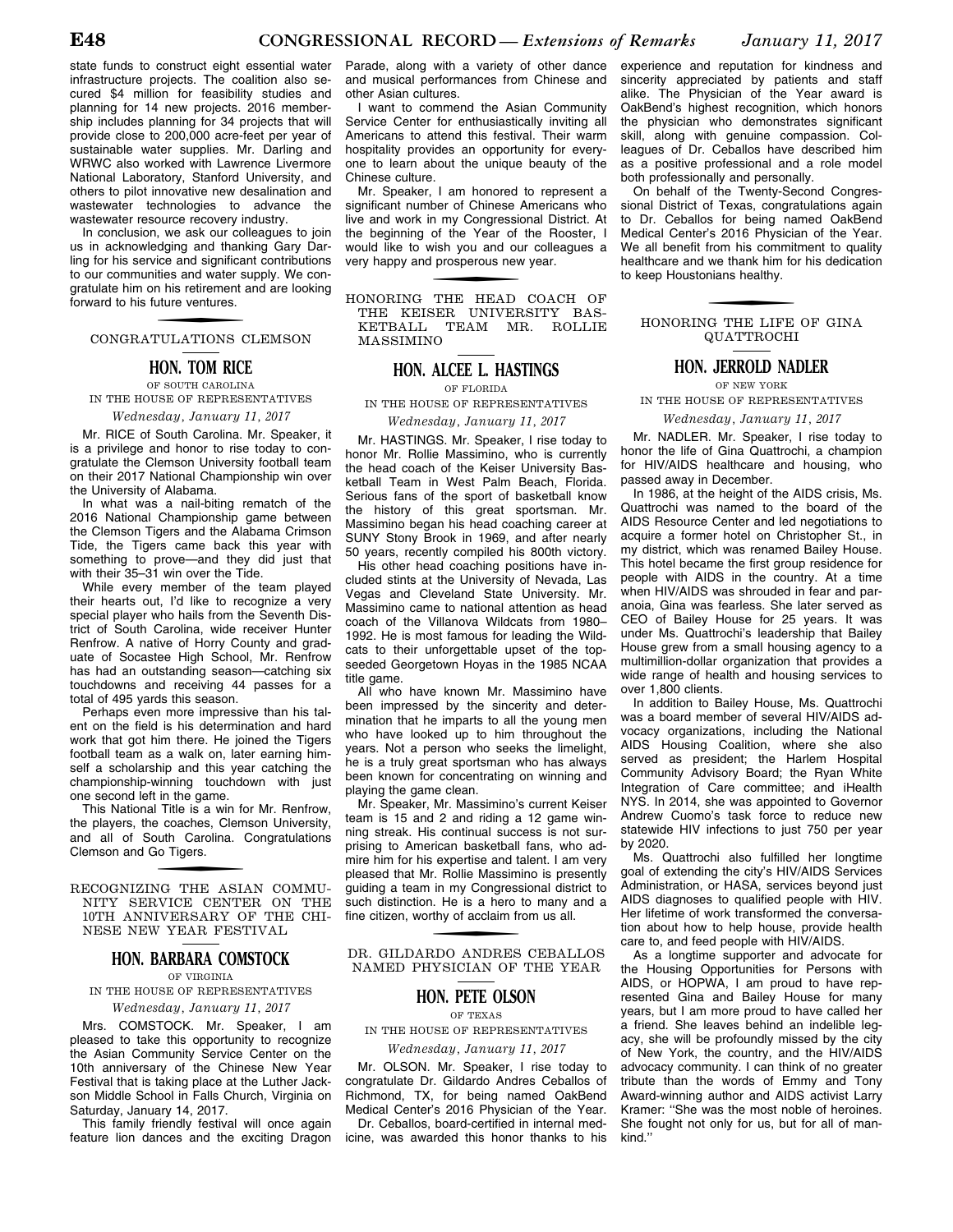state funds to construct eight essential water infrastructure projects. The coalition also secured $4 million for feasibility studies and planning for 14 new projects. 2016 membership includes planning for 34 projects that will provide close to 200,000 acre-feet per year of sustainable water supplies. Mr. Darling and WRWC also worked with Lawrence Livermore National Laboratory, Stanford University, and others to pilot innovative new desalination and wastewater technologies to advance the wastewater resource recovery industry.

In conclusion, we ask our colleagues to join us in acknowledging and thanking Gary Darling for his service and significant contributions to our communities and water supply. We congratulate him on his retirement and are looking forward to his future ventures.

## CONGRATULATIONS CLEMSON

### HON. TOM RICE

OF SOUTH CAROLINA

IN THE HOUSE OF REPRESENTATIVES

*Wednesday, January 11, 2017*

Mr. RICE of South Carolina. Mr. Speaker, it is a privilege and honor to rise today to congratulate the Clemson University football team on their 2017 National Championship win over the University of Alabama.

In what was a nail-biting rematch of the 2016 National Championship game between the Clemson Tigers and the Alabama Crimson Tide, the Tigers came back this year with something to prove—and they did just that with their 35–31 win over the Tide.

While every member of the team played their hearts out, I'd like to recognize a very special player who hails from the Seventh District of South Carolina, wide receiver Hunter Renfrow. A native of Horry County and graduate of Socastee High School, Mr. Renfrow has had an outstanding season—catching six touchdowns and receiving 44 passes for a total of 495 yards this season.

Perhaps even more impressive than his talent on the field is his determination and hard work that got him there. He joined the Tigers football team as a walk on, later earning himself a scholarship and this year catching the championship-winning touchdown with just one second left in the game.

This National Title is a win for Mr. Renfrow, the players, the coaches, Clemson University, and all of South Carolina. Congratulations Clemson and Go Tigers.

## RECOGNIZING THE ASIAN COMMUNITY SERVICE CENTER ON THE 10TH ANNIVERSARY OF THE CHINESE NEW YEAR FESTIVAL

### HON. BARBARA COMSTOCK

OF VIRGINIA

IN THE HOUSE OF REPRESENTATIVES

*Wednesday, January 11, 2017*

Mrs. COMSTOCK. Mr. Speaker, I am pleased to take this opportunity to recognize the Asian Community Service Center on the 10th anniversary of the Chinese New Year Festival that is taking place at the Luther Jackson Middle School in Falls Church, Virginia on Saturday, January 14, 2017.

This family friendly festival will once again feature lion dances and the exciting Dragon Parade, along with a variety of other dance and musical performances from Chinese and other Asian cultures.

I want to commend the Asian Community Service Center for enthusiastically inviting all Americans to attend this festival. Their warm hospitality provides an opportunity for everyone to learn about the unique beauty of the Chinese culture.

Mr. Speaker, I am honored to represent a significant number of Chinese Americans who live and work in my Congressional District. At the beginning of the Year of the Rooster, I would like to wish you and our colleagues a very happy and prosperous new year.

## HONORING THE HEAD COACH OF THE KEISER UNIVERSITY BASKETBALL TEAM MR. ROLLIE MASSIMINO

### HON. ALCEE L. HASTINGS

OF FLORIDA

IN THE HOUSE OF REPRESENTATIVES

*Wednesday, January 11, 2017*

Mr. HASTINGS. Mr. Speaker, I rise today to honor Mr. Rollie Massimino, who is currently the head coach of the Keiser University Basketball Team in West Palm Beach, Florida. Serious fans of the sport of basketball know the history of this great sportsman. Mr. Massimino began his head coaching career at SUNY Stony Brook in 1969, and after nearly 50 years, recently compiled his 800th victory.

His other head coaching positions have included stints at the University of Nevada, Las Vegas and Cleveland State University. Mr. Massimino came to national attention as head coach of the Villanova Wildcats from 1980–1992. He is most famous for leading the Wildcats to their unforgettable upset of the top-seeded Georgetown Hoyas in the 1985 NCAA title game.

All who have known Mr. Massimino have been impressed by the sincerity and determination that he imparts to all the young men who have looked up to him throughout the years. Not a person who seeks the limelight, he is a truly great sportsman who has always been known for concentrating on winning and playing the game clean.

Mr. Speaker, Mr. Massimino's current Keiser team is 15 and 2 and riding a 12 game winning streak. His continual success is not surprising to American basketball fans, who admire him for his expertise and talent. I am very pleased that Mr. Rollie Massimino is presently guiding a team in my Congressional district to such distinction. He is a hero to many and a fine citizen, worthy of acclaim from us all.

## DR. GILDARDO ANDRES CEBALLOS NAMED PHYSICIAN OF THE YEAR

### HON. PETE OLSON

OF TEXAS

IN THE HOUSE OF REPRESENTATIVES

*Wednesday, January 11, 2017*

Mr. OLSON. Mr. Speaker, I rise today to congratulate Dr. Gildardo Andres Ceballos of Richmond, TX, for being named OakBend Medical Center's 2016 Physician of the Year.

Dr. Ceballos, board-certified in internal medicine, was awarded this honor thanks to his experience and reputation for kindness and sincerity appreciated by patients and staff alike. The Physician of the Year award is OakBend's highest recognition, which honors the physician who demonstrates significant skill, along with genuine compassion. Colleagues of Dr. Ceballos have described him as a positive professional and a role model both professionally and personally.

On behalf of the Twenty-Second Congressional District of Texas, congratulations again to Dr. Ceballos for being named OakBend Medical Center's 2016 Physician of the Year. We all benefit from his commitment to quality healthcare and we thank him for his dedication to keep Houstonians healthy.

## HONORING THE LIFE OF GINA QUATTROCHI

### HON. JERROLD NADLER

OF NEW YORK

IN THE HOUSE OF REPRESENTATIVES

*Wednesday, January 11, 2017*

Mr. NADLER. Mr. Speaker, I rise today to honor the life of Gina Quattrochi, a champion for HIV/AIDS healthcare and housing, who passed away in December.

In 1986, at the height of the AIDS crisis, Ms. Quattrochi was named to the board of the AIDS Resource Center and led negotiations to acquire a former hotel on Christopher St., in my district, which was renamed Bailey House. This hotel became the first group residence for people with AIDS in the country. At a time when HIV/AIDS was shrouded in fear and paranoia, Gina was fearless. She later served as CEO of Bailey House for 25 years. It was under Ms. Quattrochi's leadership that Bailey House grew from a small housing agency to a multimillion-dollar organization that provides a wide range of health and housing services to over 1,800 clients.

In addition to Bailey House, Ms. Quattrochi was a board member of several HIV/AIDS advocacy organizations, including the National AIDS Housing Coalition, where she also served as president; the Harlem Hospital Community Advisory Board; the Ryan White Integration of Care committee; and iHealth NYS. In 2014, she was appointed to Governor Andrew Cuomo's task force to reduce new statewide HIV infections to just 750 per year by 2020.

Ms. Quattrochi also fulfilled her longtime goal of extending the city's HIV/AIDS Services Administration, or HASA, services beyond just AIDS diagnoses to qualified people with HIV. Her lifetime of work transformed the conversation about how to help house, provide health care to, and feed people with HIV/AIDS.

As a longtime supporter and advocate for the Housing Opportunities for Persons with AIDS, or HOPWA, I am proud to have represented Gina and Bailey House for many years, but I am more proud to have called her a friend. She leaves behind an indelible legacy, she will be profoundly missed by the city of New York, the country, and the HIV/AIDS advocacy community. I can think of no greater tribute than the words of Emmy and Tony Award-winning author and AIDS activist Larry Kramer: "She was the most noble of heroines. She fought not only for us, but for all of mankind."